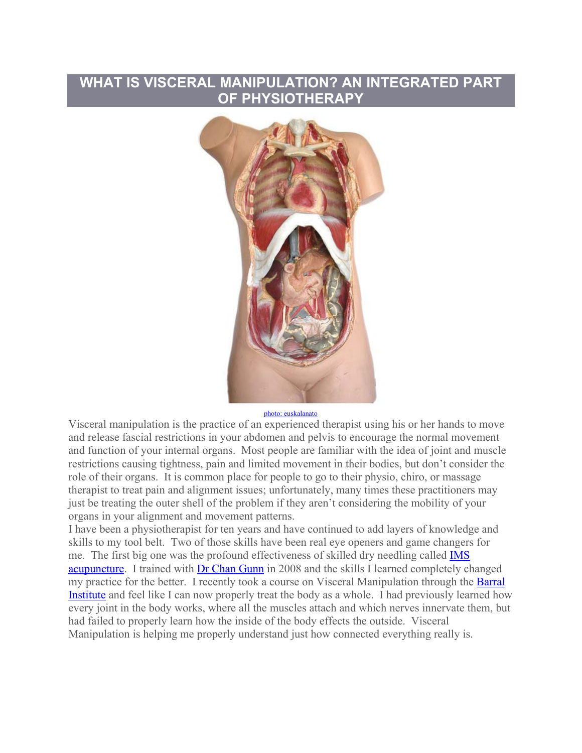# WHAT IS VISCERAL MANIPULATION? AN INTEGRATED PART OF PHYSIOTHERAPY

photo: euskalanato

Visceral manipulation is the practice of an experienced therapist using his or her hands to move and release fascial restrictions in your abdomen and pelvis to encourage the normal movement and function of your internal organs. Most people are familiar with the idea of joint and muscle restrictions causing tightness, pain and limited movement in their bodies, but don't consider the role of their organs. It is common place for people to go to their physio, chiro, or massage therapist to treat pain and alignment issues; unfortunately, many times these practitioners may just be treating the outer shell of the problem if they aren't considering the mobility of your organs in your alignment and movement patterns.

I have been a physiotherapist for ten years and have continued to add layers of knowledge and skills to my tool belt. Two of those skills have been real eye openers and game changers for me. The first big one was the profound effectiveness of skilled dry needling called IMS acupuncture. I trained with Dr Chan Gunn in 2008 and the skills I learned completely changed my practice for the better. I recently took a course on Visceral Manipulation through the Barral Institute and feel like I can now properly treat the body as a whole. I had previously learned how every joint in the body works, where all the muscles attach and which nerves innervate them, but had failed to properly learn how the inside of the body effects the outside. Visceral Manipulation is helping me properly understand just how connected everything really is.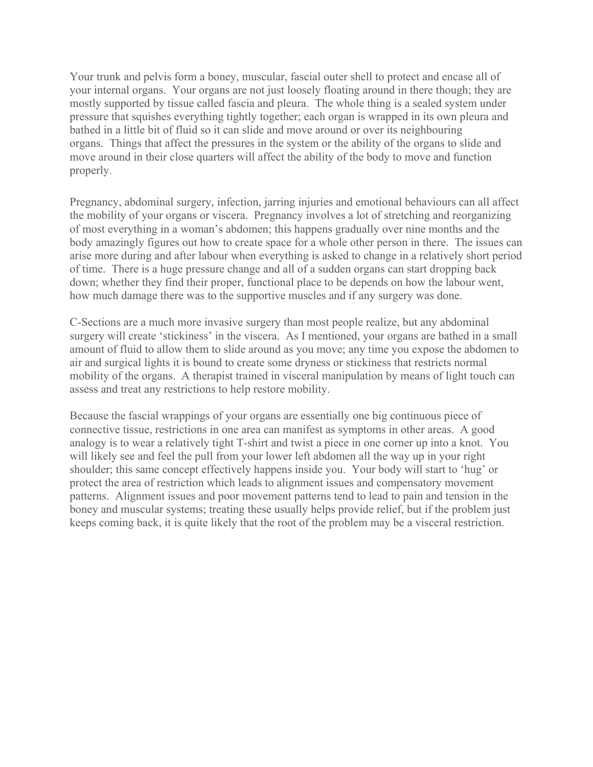Your trunk and pelvis form a boney, muscular, fascial outer shell to protect and encase all of your internal organs. Your organs are not just loosely floating around in there though; they are mostly supported by tissue called fascia and pleura. The whole thing is a sealed system under pressure that squishes everything tightly together; each organ is wrapped in its own pleura and bathed in a little bit of fluid so it can slide and move around or over its neighbouring organs. Things that affect the pressures in the system or the ability of the organs to slide and move around in their close quarters will affect the ability of the body to move and function properly.

Pregnancy, abdominal surgery, infection, jarring injuries and emotional behaviours can all affect the mobility of your organs or viscera. Pregnancy involves a lot of stretching and reorganizing of most everything in a woman's abdomen; this happens gradually over nine months and the body amazingly figures out how to create space for a whole other person in there. The issues can arise more during and after labour when everything is asked to change in a relatively short period of time. There is a huge pressure change and all of a sudden organs can start dropping back down; whether they find their proper, functional place to be depends on how the labour went, how much damage there was to the supportive muscles and if any surgery was done.

C-Sections are a much more invasive surgery than most people realize, but any abdominal surgery will create 'stickiness' in the viscera. As I mentioned, your organs are bathed in a small amount of fluid to allow them to slide around as you move; any time you expose the abdomen to air and surgical lights it is bound to create some dryness or stickiness that restricts normal mobility of the organs. A therapist trained in visceral manipulation by means of light touch can assess and treat any restrictions to help restore mobility.

Because the fascial wrappings of your organs are essentially one big continuous piece of connective tissue, restrictions in one area can manifest as symptoms in other areas. A good analogy is to wear a relatively tight T-shirt and twist a piece in one corner up into a knot. You will likely see and feel the pull from your lower left abdomen all the way up in your right shoulder; this same concept effectively happens inside you. Your body will start to 'hug' or protect the area of restriction which leads to alignment issues and compensatory movement patterns. Alignment issues and poor movement patterns tend to lead to pain and tension in the boney and muscular systems; treating these usually helps provide relief, but if the problem just keeps coming back, it is quite likely that the root of the problem may be a visceral restriction.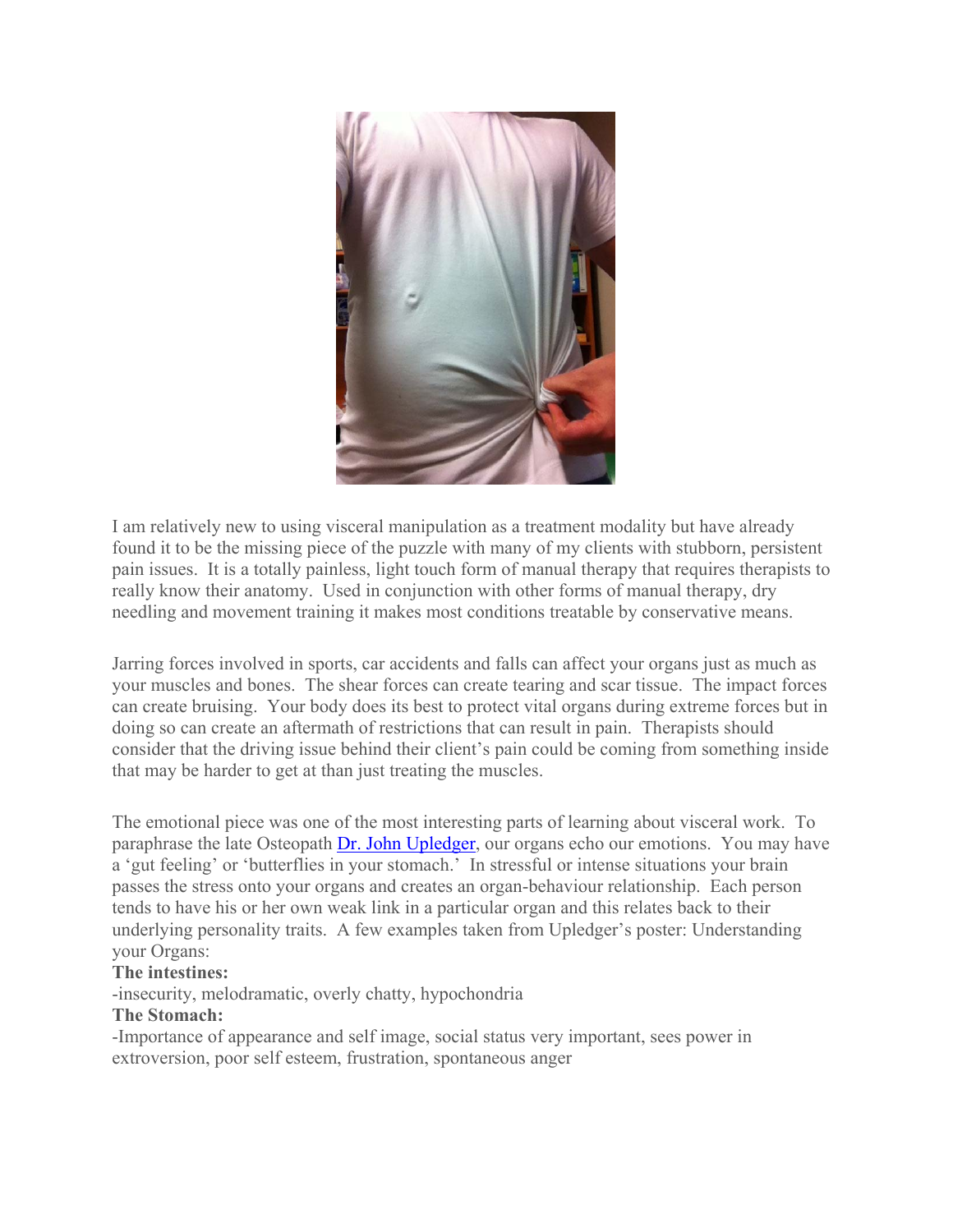I am relatively new to using visceral manipulation as a treatment modality but have already found it to be the missing piece of the puzzle with many of my clients with stubborn, persistent pain issues. It is a totally painless, light touch form of manual therapy that requires therapists to really know their anatomy. Used in conjunction with other forms of manual therapy, dry needling and movement training it makes most conditions treatable by conservative means.

Jarring forces involved in sports, car accidents and falls can affect your organs just as much as your muscles and bones. The shear forces can create tearing and scar tissue. The impact forces can create bruising. Your body does its best to protect vital organs during extreme forces but in doing so can create an aftermath of restrictions that can result in pain. Therapists should consider that the driving issue behind their client's pain could be coming from something inside that may be harder to get at than just treating the muscles.

The emotional piece was one of the most interesting parts of learning about visceral work. To paraphrase the late Osteopath [Dr. John Upledger](), our organs echo our emotions. You may have a 'gut feeling' or 'butterflies in your stomach.' In stressful or intense situations your brain passes the stress onto your organs and creates an organ-behaviour relationship. Each person tends to have his or her own weak link in a particular organ and this relates back to their underlying personality traits. A few examples taken from Upledger's poster: Understanding your Organs:

**The intestines:**

-insecurity, melodramatic, overly chatty, hypochondria

**The Stomach:**

-Importance of appearance and self image, social status very important, sees power in extroversion, poor self esteem, frustration, spontaneous anger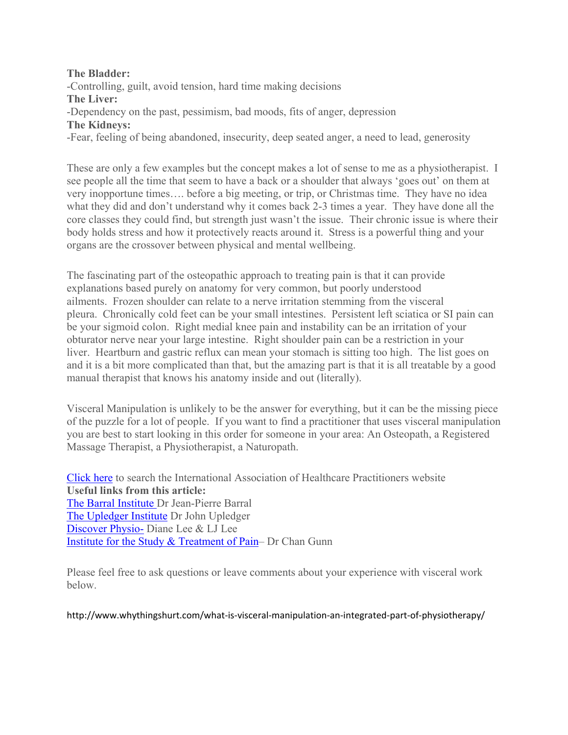**The Bladder:**
-Controlling, guilt, avoid tension, hard time making decisions
**The Liver:**
-Dependency on the past, pessimism, bad moods, fits of anger, depression
**The Kidneys:**
-Fear, feeling of being abandoned, insecurity, deep seated anger, a need to lead, generosity

These are only a few examples but the concept makes a lot of sense to me as a physiotherapist. I see people all the time that seem to have a back or a shoulder that always 'goes out' on them at very inopportune times…. before a big meeting, or trip, or Christmas time. They have no idea what they did and don't understand why it comes back 2-3 times a year. They have done all the core classes they could find, but strength just wasn't the issue. Their chronic issue is where their body holds stress and how it protectively reacts around it. Stress is a powerful thing and your organs are the crossover between physical and mental wellbeing.

The fascinating part of the osteopathic approach to treating pain is that it can provide explanations based purely on anatomy for very common, but poorly understood ailments. Frozen shoulder can relate to a nerve irritation stemming from the visceral pleura. Chronically cold feet can be your small intestines. Persistent left sciatica or SI pain can be your sigmoid colon. Right medial knee pain and instability can be an irritation of your obturator nerve near your large intestine. Right shoulder pain can be a restriction in your liver. Heartburn and gastric reflux can mean your stomach is sitting too high. The list goes on and it is a bit more complicated than that, but the amazing part is that it is all treatable by a good manual therapist that knows his anatomy inside and out (literally).

Visceral Manipulation is unlikely to be the answer for everything, but it can be the missing piece of the puzzle for a lot of people. If you want to find a practitioner that uses visceral manipulation you are best to start looking in this order for someone in your area: An Osteopath, a Registered Massage Therapist, a Physiotherapist, a Naturopath.

Click here to search the International Association of Healthcare Practitioners website
**Useful links from this article:**
The Barral Institute Dr Jean-Pierre Barral
The Upledger Institute Dr John Upledger
Discover Physio- Diane Lee & LJ Lee
Institute for the Study & Treatment of Pain– Dr Chan Gunn

Please feel free to ask questions or leave comments about your experience with visceral work below.

http://www.whythingshurt.com/what-is-visceral-manipulation-an-integrated-part-of-physiotherapy/